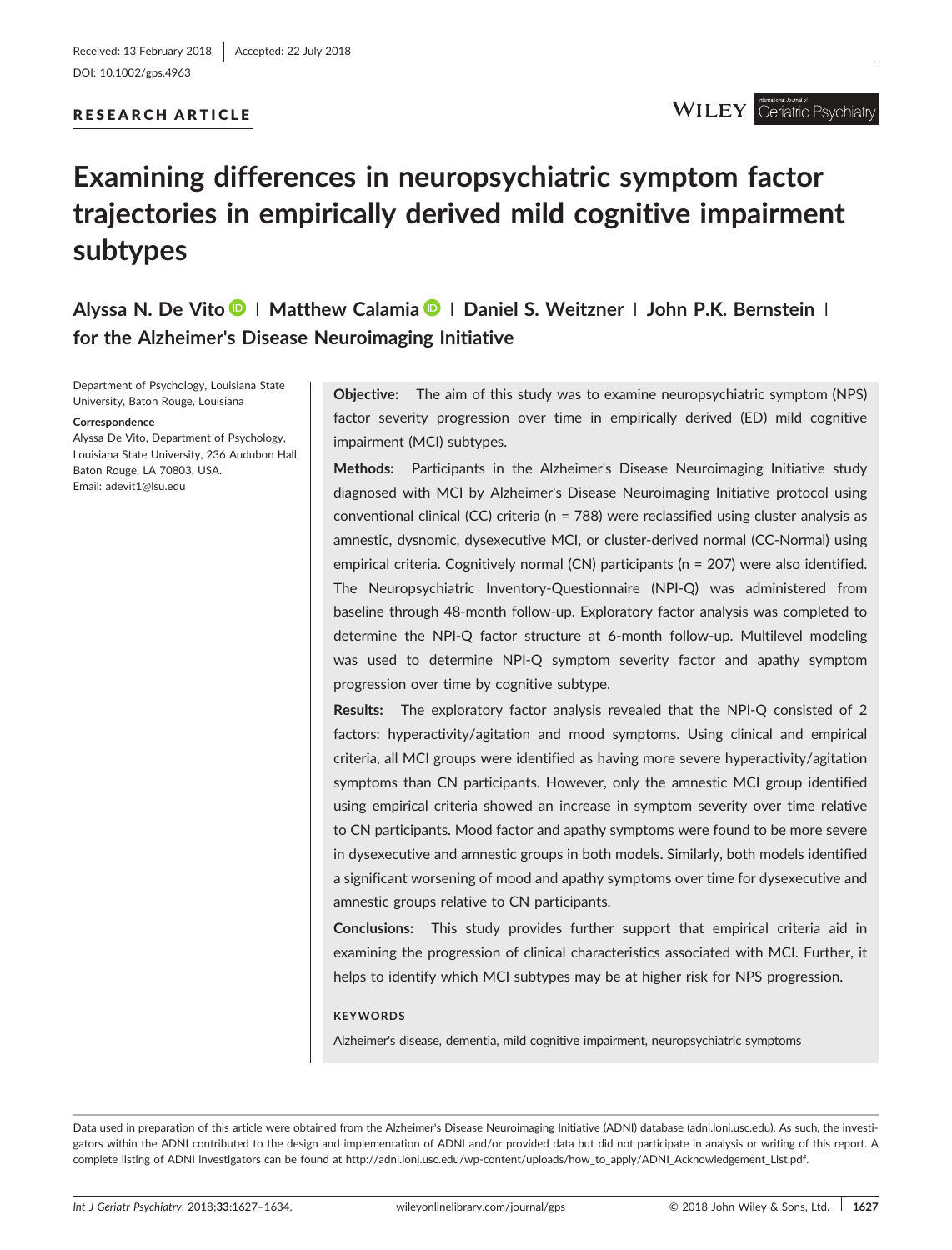Received: 13 February 2018 | Accepted: 22 July 2018

DOI: 10.1002/gps.4963

**RESEARCH ARTICLE**

# Examining differences in neuropsychiatric symptom factor trajectories in empirically derived mild cognitive impairment subtypes

**Alyssa N. De Vito | Matthew Calamia | Daniel S. Weitzner | John P.K. Bernstein | for the Alzheimer's Disease Neuroimaging Initiative**

Department of Psychology, Louisiana State University, Baton Rouge, Louisiana

**Correspondence**
Alyssa De Vito, Department of Psychology, Louisiana State University, 236 Audubon Hall, Baton Rouge, LA 70803, USA.
Email: adevit1@lsu.edu

**Objective:** The aim of this study was to examine neuropsychiatric symptom (NPS) factor severity progression over time in empirically derived (ED) mild cognitive impairment (MCI) subtypes.

**Methods:** Participants in the Alzheimer's Disease Neuroimaging Initiative study diagnosed with MCI by Alzheimer's Disease Neuroimaging Initiative protocol using conventional clinical (CC) criteria (n = 788) were reclassified using cluster analysis as amnestic, dysnomic, dysexecutive MCI, or cluster-derived normal (CC-Normal) using empirical criteria. Cognitively normal (CN) participants (n = 207) were also identified. The Neuropsychiatric Inventory-Questionnaire (NPI-Q) was administered from baseline through 48-month follow-up. Exploratory factor analysis was completed to determine the NPI-Q factor structure at 6-month follow-up. Multilevel modeling was used to determine NPI-Q symptom severity factor and apathy symptom progression over time by cognitive subtype.

**Results:** The exploratory factor analysis revealed that the NPI-Q consisted of 2 factors: hyperactivity/agitation and mood symptoms. Using clinical and empirical criteria, all MCI groups were identified as having more severe hyperactivity/agitation symptoms than CN participants. However, only the amnestic MCI group identified using empirical criteria showed an increase in symptom severity over time relative to CN participants. Mood factor and apathy symptoms were found to be more severe in dysexecutive and amnestic groups in both models. Similarly, both models identified a significant worsening of mood and apathy symptoms over time for dysexecutive and amnestic groups relative to CN participants.

**Conclusions:** This study provides further support that empirical criteria aid in examining the progression of clinical characteristics associated with MCI. Further, it helps to identify which MCI subtypes may be at higher risk for NPS progression.

**KEYWORDS**

Alzheimer's disease, dementia, mild cognitive impairment, neuropsychiatric symptoms

Data used in preparation of this article were obtained from the Alzheimer's Disease Neuroimaging Initiative (ADNI) database (adni.loni.usc.edu). As such, the investigators within the ADNI contributed to the design and implementation of ADNI and/or provided data but did not participate in analysis or writing of this report. A complete listing of ADNI investigators can be found at http://adni.loni.usc.edu/wp-content/uploads/how_to_apply/ADNI_Acknowledgement_List.pdf.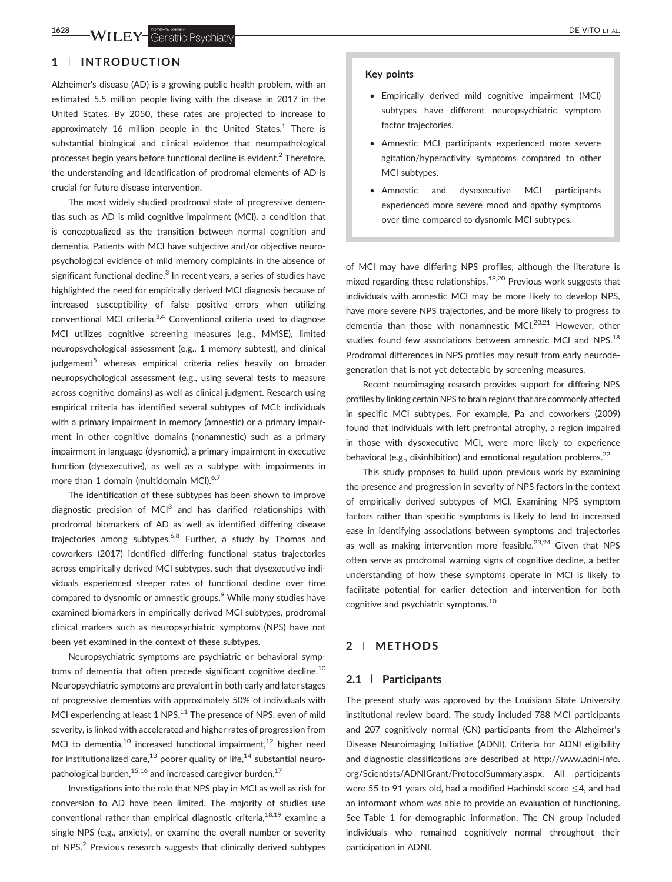## 1 | INTRODUCTION

Alzheimer's disease (AD) is a growing public health problem, with an estimated 5.5 million people living with the disease in 2017 in the United States. By 2050, these rates are projected to increase to approximately 16 million people in the United States.[1] There is substantial biological and clinical evidence that neuropathological processes begin years before functional decline is evident.[2] Therefore, the understanding and identification of prodromal elements of AD is crucial for future disease intervention.

The most widely studied prodromal state of progressive dementias such as AD is mild cognitive impairment (MCI), a condition that is conceptualized as the transition between normal cognition and dementia. Patients with MCI have subjective and/or objective neuropsychological evidence of mild memory complaints in the absence of significant functional decline.[3] In recent years, a series of studies have highlighted the need for empirically derived MCI diagnosis because of increased susceptibility of false positive errors when utilizing conventional MCI criteria.[3,4] Conventional criteria used to diagnose MCI utilizes cognitive screening measures (e.g., MMSE), limited neuropsychological assessment (e.g., 1 memory subtest), and clinical judgement[5] whereas empirical criteria relies heavily on broader neuropsychological assessment (e.g., using several tests to measure across cognitive domains) as well as clinical judgment. Research using empirical criteria has identified several subtypes of MCI: individuals with a primary impairment in memory (amnestic) or a primary impairment in other cognitive domains (nonamnestic) such as a primary impairment in language (dysnomic), a primary impairment in executive function (dysexecutive), as well as a subtype with impairments in more than 1 domain (multidomain MCI).[6,7]

The identification of these subtypes has been shown to improve diagnostic precision of MCI[3] and has clarified relationships with prodromal biomarkers of AD as well as identified differing disease trajectories among subtypes.[6,8] Further, a study by Thomas and coworkers (2017) identified differing functional status trajectories across empirically derived MCI subtypes, such that dysexecutive individuals experienced steeper rates of functional decline over time compared to dysnomic or amnestic groups.[9] While many studies have examined biomarkers in empirically derived MCI subtypes, prodromal clinical markers such as neuropsychiatric symptoms (NPS) have not been yet examined in the context of these subtypes.

Neuropsychiatric symptoms are psychiatric or behavioral symptoms of dementia that often precede significant cognitive decline.[10] Neuropsychiatric symptoms are prevalent in both early and later stages of progressive dementias with approximately 50% of individuals with MCI experiencing at least 1 NPS.[11] The presence of NPS, even of mild severity, is linked with accelerated and higher rates of progression from MCI to dementia,[10] increased functional impairment,[12] higher need for institutionalized care,[13] poorer quality of life,[14] substantial neuropathological burden,[15,16] and increased caregiver burden.[17]

Investigations into the role that NPS play in MCI as well as risk for conversion to AD have been limited. The majority of studies use conventional rather than empirical diagnostic criteria,[18,19] examine a single NPS (e.g., anxiety), or examine the overall number or severity of NPS.[2] Previous research suggests that clinically derived subtypes of MCI may have differing NPS profiles, although the literature is mixed regarding these relationships.[18,20] Previous work suggests that individuals with amnestic MCI may be more likely to develop NPS, have more severe NPS trajectories, and be more likely to progress to dementia than those with nonamnestic MCI.[20,21] However, other studies found few associations between amnestic MCI and NPS.[18] Prodromal differences in NPS profiles may result from early neurodegeneration that is not yet detectable by screening measures.

Recent neuroimaging research provides support for differing NPS profiles by linking certain NPS to brain regions that are commonly affected in specific MCI subtypes. For example, Pa and coworkers (2009) found that individuals with left prefrontal atrophy, a region impaired in those with dysexecutive MCI, were more likely to experience behavioral (e.g., disinhibition) and emotional regulation problems.[22]

This study proposes to build upon previous work by examining the presence and progression in severity of NPS factors in the context of empirically derived subtypes of MCI. Examining NPS symptom factors rather than specific symptoms is likely to lead to increased ease in identifying associations between symptoms and trajectories as well as making intervention more feasible.[23,24] Given that NPS often serve as prodromal warning signs of cognitive decline, a better understanding of how these symptoms operate in MCI is likely to facilitate potential for earlier detection and intervention for both cognitive and psychiatric symptoms.[10]

**Key points**

- Empirically derived mild cognitive impairment (MCI) subtypes have different neuropsychiatric symptom factor trajectories.
- Amnestic MCI participants experienced more severe agitation/hyperactivity symptoms compared to other MCI subtypes.
- Amnestic and dysexecutive MCI participants experienced more severe mood and apathy symptoms over time compared to dysnomic MCI subtypes.

## 2 | METHODS

### 2.1 | Participants

The present study was approved by the Louisiana State University institutional review board. The study included 788 MCI participants and 207 cognitively normal (CN) participants from the Alzheimer's Disease Neuroimaging Initiative (ADNI). Criteria for ADNI eligibility and diagnostic classifications are described at http://www.adni-info.org/Scientists/ADNIGrant/ProtocolSummary.aspx. All participants were 55 to 91 years old, had a modified Hachinski score ≤4, and had an informant whom was able to provide an evaluation of functioning. See Table 1 for demographic information. The CN group included individuals who remained cognitively normal throughout their participation in ADNI.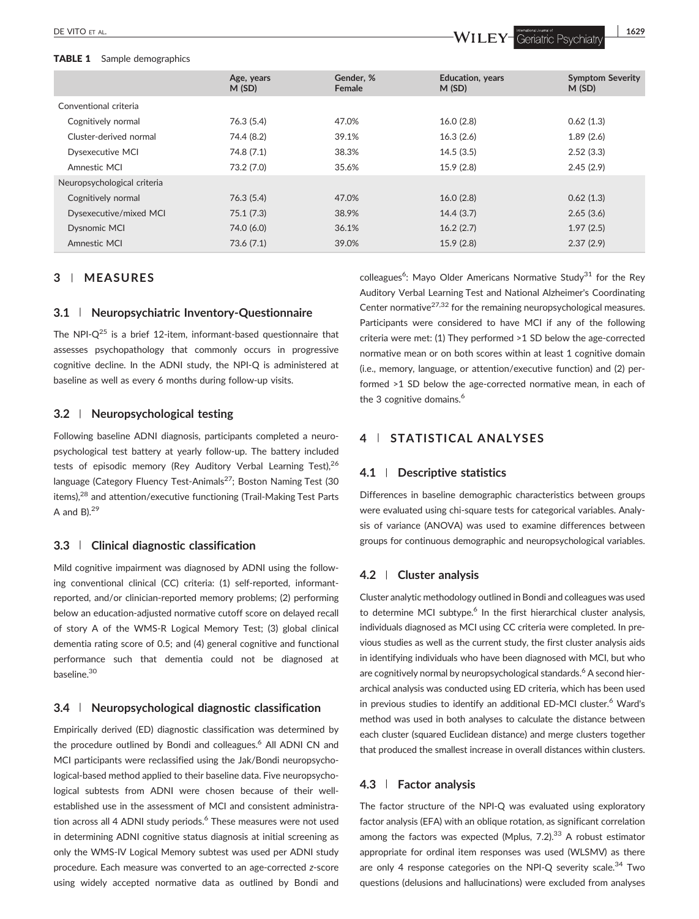**TABLE 1** Sample demographics

| | Age, years M (SD) | Gender, % Female | Education, years M (SD) | Symptom Severity M (SD) |
|---|---|---|---|---|
| Conventional criteria | | | | |
| Cognitively normal | 76.3 (5.4) | 47.0% | 16.0 (2.8) | 0.62 (1.3) |
| Cluster-derived normal | 74.4 (8.2) | 39.1% | 16.3 (2.6) | 1.89 (2.6) |
| Dysexecutive MCI | 74.8 (7.1) | 38.3% | 14.5 (3.5) | 2.52 (3.3) |
| Amnestic MCI | 73.2 (7.0) | 35.6% | 15.9 (2.8) | 2.45 (2.9) |
| Neuropsychological criteria | | | | |
| Cognitively normal | 76.3 (5.4) | 47.0% | 16.0 (2.8) | 0.62 (1.3) |
| Dysexecutive/mixed MCI | 75.1 (7.3) | 38.9% | 14.4 (3.7) | 2.65 (3.6) |
| Dysnomic MCI | 74.0 (6.0) | 36.1% | 16.2 (2.7) | 1.97 (2.5) |
| Amnestic MCI | 73.6 (7.1) | 39.0% | 15.9 (2.8) | 2.37 (2.9) |

## 3 | MEASURES

### 3.1 | Neuropsychiatric Inventory-Questionnaire

The NPI-Q[25] is a brief 12-item, informant-based questionnaire that assesses psychopathology that commonly occurs in progressive cognitive decline. In the ADNI study, the NPI-Q is administered at baseline as well as every 6 months during follow-up visits.

### 3.2 | Neuropsychological testing

Following baseline ADNI diagnosis, participants completed a neuropsychological test battery at yearly follow-up. The battery included tests of episodic memory (Rey Auditory Verbal Learning Test),[26] language (Category Fluency Test-Animals[27]; Boston Naming Test (30 items),[28] and attention/executive functioning (Trail-Making Test Parts A and B).[29]

### 3.3 | Clinical diagnostic classification

Mild cognitive impairment was diagnosed by ADNI using the following conventional clinical (CC) criteria: (1) self-reported, informant-reported, and/or clinician-reported memory problems; (2) performing below an education-adjusted normative cutoff score on delayed recall of story A of the WMS-R Logical Memory Test; (3) global clinical dementia rating score of 0.5; and (4) general cognitive and functional performance such that dementia could not be diagnosed at baseline.[30]

### 3.4 | Neuropsychological diagnostic classification

Empirically derived (ED) diagnostic classification was determined by the procedure outlined by Bondi and colleagues.[6] All ADNI CN and MCI participants were reclassified using the Jak/Bondi neuropsychological-based method applied to their baseline data. Five neuropsychological subtests from ADNI were chosen because of their well-established use in the assessment of MCI and consistent administration across all 4 ADNI study periods.[6] These measures were not used in determining ADNI cognitive status diagnosis at initial screening as only the WMS-IV Logical Memory subtest was used per ADNI study procedure. Each measure was converted to an age-corrected *z*-score using widely accepted normative data as outlined by Bondi and colleagues[6]: Mayo Older Americans Normative Study[31] for the Rey Auditory Verbal Learning Test and National Alzheimer's Coordinating Center normative[27,32] for the remaining neuropsychological measures. Participants were considered to have MCI if any of the following criteria were met: (1) They performed >1 SD below the age-corrected normative mean or on both scores within at least 1 cognitive domain (i.e., memory, language, or attention/executive function) and (2) performed >1 SD below the age-corrected normative mean, in each of the 3 cognitive domains.[6]

## 4 | STATISTICAL ANALYSES

### 4.1 | Descriptive statistics

Differences in baseline demographic characteristics between groups were evaluated using chi-square tests for categorical variables. Analysis of variance (ANOVA) was used to examine differences between groups for continuous demographic and neuropsychological variables.

### 4.2 | Cluster analysis

Cluster analytic methodology outlined in Bondi and colleagues was used to determine MCI subtype.[6] In the first hierarchical cluster analysis, individuals diagnosed as MCI using CC criteria were completed. In previous studies as well as the current study, the first cluster analysis aids in identifying individuals who have been diagnosed with MCI, but who are cognitively normal by neuropsychological standards.[6] A second hierarchical analysis was conducted using ED criteria, which has been used in previous studies to identify an additional ED-MCI cluster.[6] Ward's method was used in both analyses to calculate the distance between each cluster (squared Euclidean distance) and merge clusters together that produced the smallest increase in overall distances within clusters.

### 4.3 | Factor analysis

The factor structure of the NPI-Q was evaluated using exploratory factor analysis (EFA) with an oblique rotation, as significant correlation among the factors was expected (Mplus, 7.2).[33] A robust estimator appropriate for ordinal item responses was used (WLSMV) as there are only 4 response categories on the NPI-Q severity scale.[34] Two questions (delusions and hallucinations) were excluded from analyses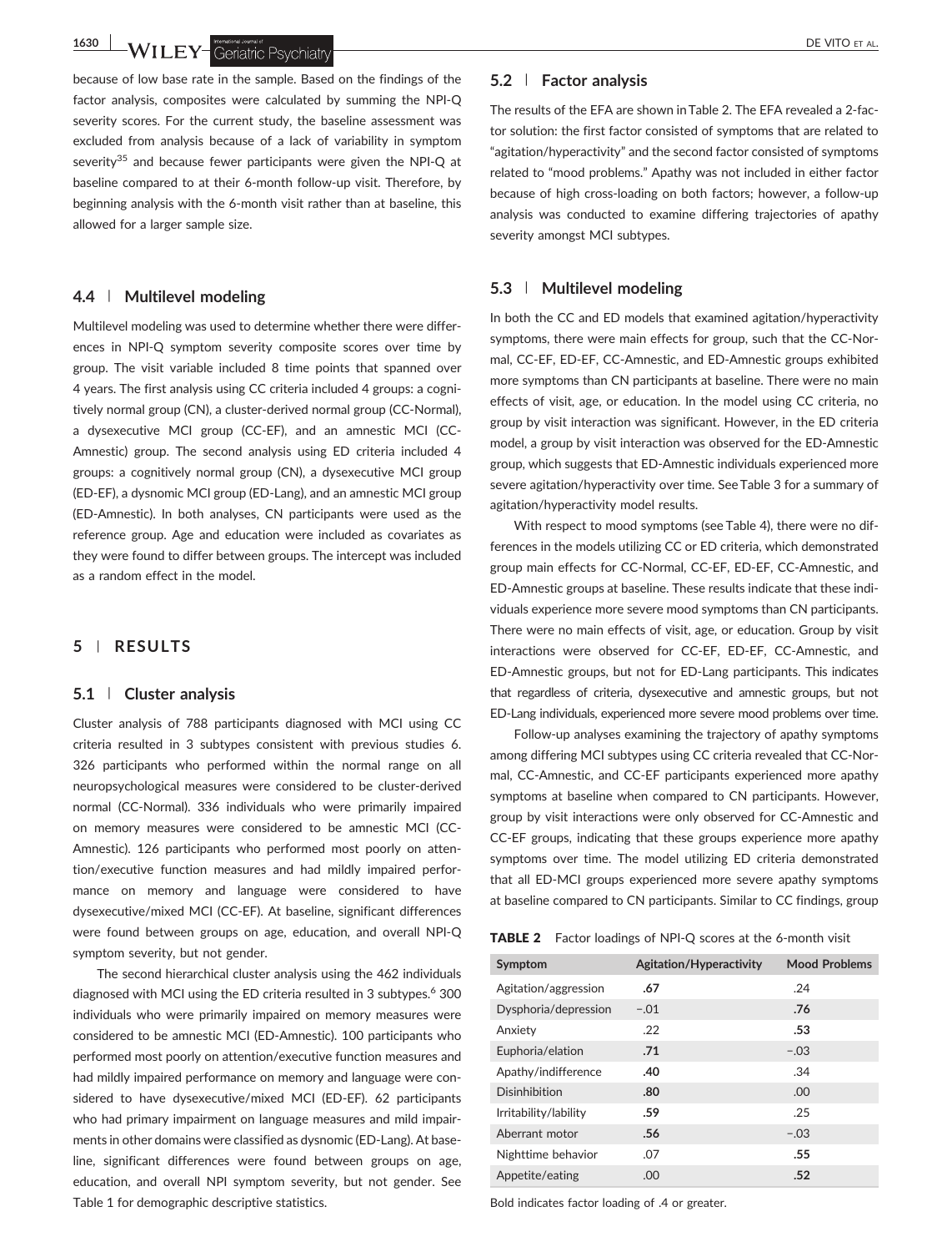because of low base rate in the sample. Based on the findings of the factor analysis, composites were calculated by summing the NPI-Q severity scores. For the current study, the baseline assessment was excluded from analysis because of a lack of variability in symptom severity[35] and because fewer participants were given the NPI-Q at baseline compared to at their 6-month follow-up visit. Therefore, by beginning analysis with the 6-month visit rather than at baseline, this allowed for a larger sample size.

### 4.4 | Multilevel modeling

Multilevel modeling was used to determine whether there were differences in NPI-Q symptom severity composite scores over time by group. The visit variable included 8 time points that spanned over 4 years. The first analysis using CC criteria included 4 groups: a cognitively normal group (CN), a cluster-derived normal group (CC-Normal), a dysexecutive MCI group (CC-EF), and an amnestic MCI (CC-Amnestic) group. The second analysis using ED criteria included 4 groups: a cognitively normal group (CN), a dysexecutive MCI group (ED-EF), a dysnomic MCI group (ED-Lang), and an amnestic MCI group (ED-Amnestic). In both analyses, CN participants were used as the reference group. Age and education were included as covariates as they were found to differ between groups. The intercept was included as a random effect in the model.

## 5 | RESULTS

### 5.1 | Cluster analysis

Cluster analysis of 788 participants diagnosed with MCI using CC criteria resulted in 3 subtypes consistent with previous studies 6. 326 participants who performed within the normal range on all neuropsychological measures were considered to be cluster-derived normal (CC-Normal). 336 individuals who were primarily impaired on memory measures were considered to be amnestic MCI (CC-Amnestic). 126 participants who performed most poorly on attention/executive function measures and had mildly impaired performance on memory and language were considered to have dysexecutive/mixed MCI (CC-EF). At baseline, significant differences were found between groups on age, education, and overall NPI-Q symptom severity, but not gender.

The second hierarchical cluster analysis using the 462 individuals diagnosed with MCI using the ED criteria resulted in 3 subtypes.[6] 300 individuals who were primarily impaired on memory measures were considered to be amnestic MCI (ED-Amnestic). 100 participants who performed most poorly on attention/executive function measures and had mildly impaired performance on memory and language were considered to have dysexecutive/mixed MCI (ED-EF). 62 participants who had primary impairment on language measures and mild impairments in other domains were classified as dysnomic (ED-Lang). At baseline, significant differences were found between groups on age, education, and overall NPI symptom severity, but not gender. See Table 1 for demographic descriptive statistics.

### 5.2 | Factor analysis

The results of the EFA are shown in Table 2. The EFA revealed a 2-factor solution: the first factor consisted of symptoms that are related to "agitation/hyperactivity" and the second factor consisted of symptoms related to "mood problems." Apathy was not included in either factor because of high cross-loading on both factors; however, a follow-up analysis was conducted to examine differing trajectories of apathy severity amongst MCI subtypes.

### 5.3 | Multilevel modeling

In both the CC and ED models that examined agitation/hyperactivity symptoms, there were main effects for group, such that the CC-Normal, CC-EF, ED-EF, CC-Amnestic, and ED-Amnestic groups exhibited more symptoms than CN participants at baseline. There were no main effects of visit, age, or education. In the model using CC criteria, no group by visit interaction was significant. However, in the ED criteria model, a group by visit interaction was observed for the ED-Amnestic group, which suggests that ED-Amnestic individuals experienced more severe agitation/hyperactivity over time. See Table 3 for a summary of agitation/hyperactivity model results.

With respect to mood symptoms (see Table 4), there were no differences in the models utilizing CC or ED criteria, which demonstrated group main effects for CC-Normal, CC-EF, ED-EF, CC-Amnestic, and ED-Amnestic groups at baseline. These results indicate that these individuals experience more severe mood symptoms than CN participants. There were no main effects of visit, age, or education. Group by visit interactions were observed for CC-EF, ED-EF, CC-Amnestic, and ED-Amnestic groups, but not for ED-Lang participants. This indicates that regardless of criteria, dysexecutive and amnestic groups, but not ED-Lang individuals, experienced more severe mood problems over time.

Follow-up analyses examining the trajectory of apathy symptoms among differing MCI subtypes using CC criteria revealed that CC-Normal, CC-Amnestic, and CC-EF participants experienced more apathy symptoms at baseline when compared to CN participants. However, group by visit interactions were only observed for CC-Amnestic and CC-EF groups, indicating that these groups experience more apathy symptoms over time. The model utilizing ED criteria demonstrated that all ED-MCI groups experienced more severe apathy symptoms at baseline compared to CN participants. Similar to CC findings, group

**TABLE 2** Factor loadings of NPI-Q scores at the 6-month visit

| Symptom | Agitation/Hyperactivity | Mood Problems |
|---|---|---|
| Agitation/aggression | **.67** | .24 |
| Dysphoria/depression | −.01 | **.76** |
| Anxiety | .22 | **.53** |
| Euphoria/elation | **.71** | −.03 |
| Apathy/indifference | **.40** | .34 |
| Disinhibition | **.80** | .00 |
| Irritability/lability | **.59** | .25 |
| Aberrant motor | **.56** | −.03 |
| Nighttime behavior | .07 | **.55** |
| Appetite/eating | .00 | **.52** |

Bold indicates factor loading of .4 or greater.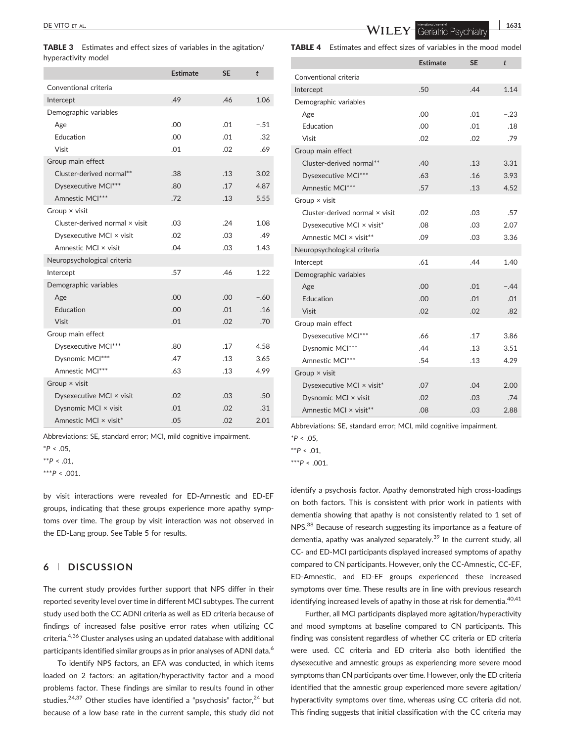**TABLE 3** Estimates and effect sizes of variables in the agitation/hyperactivity model

| | Estimate | SE | t |
|---|---|---|---|
| Conventional criteria | | | |
| Intercept | .49 | .46 | 1.06 |
| Demographic variables | | | |
| Age | .00 | .01 | −.51 |
| Education | .00 | .01 | .32 |
| Visit | .01 | .02 | .69 |
| Group main effect | | | |
| Cluster-derived normal** | .38 | .13 | 3.02 |
| Dysexecutive MCI*** | .80 | .17 | 4.87 |
| Amnestic MCI*** | .72 | .13 | 5.55 |
| Group × visit | | | |
| Cluster-derived normal × visit | .03 | .24 | 1.08 |
| Dysexecutive MCI × visit | .02 | .03 | .49 |
| Amnestic MCI × visit | .04 | .03 | 1.43 |
| Neuropsychological criteria | | | |
| Intercept | .57 | .46 | 1.22 |
| Demographic variables | | | |
| Age | .00 | .00 | −.60 |
| Education | .00 | .01 | .16 |
| Visit | .01 | .02 | .70 |
| Group main effect | | | |
| Dysexecutive MCI*** | .80 | .17 | 4.58 |
| Dysnomic MCI*** | .47 | .13 | 3.65 |
| Amnestic MCI*** | .63 | .13 | 4.99 |
| Group × visit | | | |
| Dysexecutive MCI × visit | .02 | .03 | .50 |
| Dysnomic MCI × visit | .01 | .02 | .31 |
| Amnestic MCI × visit* | .05 | .02 | 2.01 |

Abbreviations: SE, standard error; MCI, mild cognitive impairment.

*$P < .05$,

**$P < .01$,

***$P < .001$.

**TABLE 4** Estimates and effect sizes of variables in the mood model

| | Estimate | SE | t |
|---|---|---|---|
| Conventional criteria | | | |
| Intercept | .50 | .44 | 1.14 |
| Demographic variables | | | |
| Age | .00 | .01 | −.23 |
| Education | .00 | .01 | .18 |
| Visit | .02 | .02 | .79 |
| Group main effect | | | |
| Cluster-derived normal** | .40 | .13 | 3.31 |
| Dysexecutive MCI*** | .63 | .16 | 3.93 |
| Amnestic MCI*** | .57 | .13 | 4.52 |
| Group × visit | | | |
| Cluster-derived normal × visit | .02 | .03 | .57 |
| Dysexecutive MCI × visit* | .08 | .03 | 2.07 |
| Amnestic MCI × visit** | .09 | .03 | 3.36 |
| Neuropsychological criteria | | | |
| Intercept | .61 | .44 | 1.40 |
| Demographic variables | | | |
| Age | .00 | .01 | −.44 |
| Education | .00 | .01 | .01 |
| Visit | .02 | .02 | .82 |
| Group main effect | | | |
| Dysexecutive MCI*** | .66 | .17 | 3.86 |
| Dysnomic MCI*** | .44 | .13 | 3.51 |
| Amnestic MCI*** | .54 | .13 | 4.29 |
| Group × visit | | | |
| Dysexecutive MCI × visit* | .07 | .04 | 2.00 |
| Dysnomic MCI × visit | .02 | .03 | .74 |
| Amnestic MCI × visit** | .08 | .03 | 2.88 |

Abbreviations: SE, standard error; MCI, mild cognitive impairment.

*$P < .05$,

**$P < .01$,

***$P < .001$.

by visit interactions were revealed for ED-Amnestic and ED-EF groups, indicating that these groups experience more apathy symptoms over time. The group by visit interaction was not observed in the ED-Lang group. See Table 5 for results.

## 6 | DISCUSSION

The current study provides further support that NPS differ in their reported severity level over time in different MCI subtypes. The current study used both the CC ADNI criteria as well as ED criteria because of findings of increased false positive error rates when utilizing CC criteria.[4,36] Cluster analyses using an updated database with additional participants identified similar groups as in prior analyses of ADNI data.[6]

To identify NPS factors, an EFA was conducted, in which items loaded on 2 factors: an agitation/hyperactivity factor and a mood problems factor. These findings are similar to results found in other studies.[24,37] Other studies have identified a "psychosis" factor,[24] but because of a low base rate in the current sample, this study did not identify a psychosis factor. Apathy demonstrated high cross-loadings on both factors. This is consistent with prior work in patients with dementia showing that apathy is not consistently related to 1 set of NPS.[38] Because of research suggesting its importance as a feature of dementia, apathy was analyzed separately.[39] In the current study, all CC- and ED-MCI participants displayed increased symptoms of apathy compared to CN participants. However, only the CC-Amnestic, CC-EF, ED-Amnestic, and ED-EF groups experienced these increased symptoms over time. These results are in line with previous research identifying increased levels of apathy in those at risk for dementia.[40,41]

Further, all MCI participants displayed more agitation/hyperactivity and mood symptoms at baseline compared to CN participants. This finding was consistent regardless of whether CC criteria or ED criteria were used. CC criteria and ED criteria also both identified the dysexecutive and amnestic groups as experiencing more severe mood symptoms than CN participants over time. However, only the ED criteria identified that the amnestic group experienced more severe agitation/hyperactivity symptoms over time, whereas using CC criteria did not. This finding suggests that initial classification with the CC criteria may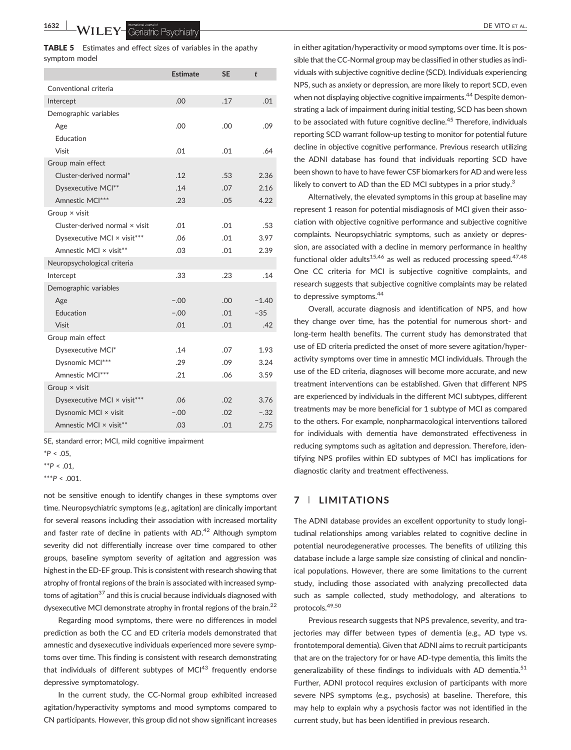**TABLE 5** Estimates and effect sizes of variables in the apathy symptom model

| | Estimate | SE | *t* |
|---|---|---|---|
| Conventional criteria | | | |
| Intercept | .00 | .17 | .01 |
| Demographic variables | | | |
| Age | .00 | .00 | .09 |
| Education | | | |
| Visit | .01 | .01 | .64 |
| Group main effect | | | |
| Cluster-derived normal* | .12 | .53 | 2.36 |
| Dysexecutive MCI** | .14 | .07 | 2.16 |
| Amnestic MCI*** | .23 | .05 | 4.22 |
| Group × visit | | | |
| Cluster-derived normal × visit | .01 | .01 | .53 |
| Dysexecutive MCI × visit*** | .06 | .01 | 3.97 |
| Amnestic MCI × visit** | .03 | .01 | 2.39 |
| Neuropsychological criteria | | | |
| Intercept | .33 | .23 | .14 |
| Demographic variables | | | |
| Age | −.00 | .00 | −1.40 |
| Education | −.00 | .01 | −35 |
| Visit | .01 | .01 | .42 |
| Group main effect | | | |
| Dysexecutive MCI* | .14 | .07 | 1.93 |
| Dysnomic MCI*** | .29 | .09 | 3.24 |
| Amnestic MCI*** | .21 | .06 | 3.59 |
| Group × visit | | | |
| Dysexecutive MCI × visit*** | .06 | .02 | 3.76 |
| Dysnomic MCI × visit | −.00 | .02 | −.32 |
| Amnestic MCI × visit** | .03 | .01 | 2.75 |

SE, standard error; MCI, mild cognitive impairment

*$P < .05$,

**$P < .01$,

***$P < .001$.

not be sensitive enough to identify changes in these symptoms over time. Neuropsychiatric symptoms (e.g., agitation) are clinically important for several reasons including their association with increased mortality and faster rate of decline in patients with AD.[42] Although symptom severity did not differentially increase over time compared to other groups, baseline symptom severity of agitation and aggression was highest in the ED-EF group. This is consistent with research showing that atrophy of frontal regions of the brain is associated with increased symptoms of agitation[37] and this is crucial because individuals diagnosed with dysexecutive MCI demonstrate atrophy in frontal regions of the brain.[22]

Regarding mood symptoms, there were no differences in model prediction as both the CC and ED criteria models demonstrated that amnestic and dysexecutive individuals experienced more severe symptoms over time. This finding is consistent with research demonstrating that individuals of different subtypes of MCI[43] frequently endorse depressive symptomatology.

In the current study, the CC-Normal group exhibited increased agitation/hyperactivity symptoms and mood symptoms compared to CN participants. However, this group did not show significant increases in either agitation/hyperactivity or mood symptoms over time. It is possible that the CC-Normal group may be classified in other studies as individuals with subjective cognitive decline (SCD). Individuals experiencing NPS, such as anxiety or depression, are more likely to report SCD, even when not displaying objective cognitive impairments.[44] Despite demonstrating a lack of impairment during initial testing, SCD has been shown to be associated with future cognitive decline.[45] Therefore, individuals reporting SCD warrant follow-up testing to monitor for potential future decline in objective cognitive performance. Previous research utilizing the ADNI database has found that individuals reporting SCD have been shown to have fewer CSF biomarkers for AD and were less likely to convert to AD than the ED MCI subtypes in a prior study.[3]

Alternatively, the elevated symptoms in this group at baseline may represent 1 reason for potential misdiagnosis of MCI given their association with objective cognitive performance and subjective cognitive complaints. Neuropsychiatric symptoms, such as anxiety or depression, are associated with a decline in memory performance in healthy functional older adults[15,46] as well as reduced processing speed.[47,48] One CC criteria for MCI is subjective cognitive complaints, and research suggests that subjective cognitive complaints may be related to depressive symptoms.[44]

Overall, accurate diagnosis and identification of NPS, and how they change over time, has the potential for numerous short- and long-term health benefits. The current study has demonstrated that use of ED criteria predicted the onset of more severe agitation/hyperactivity symptoms over time in amnestic MCI individuals. Through the use of the ED criteria, diagnoses will become more accurate, and new treatment interventions can be established. Given that different NPS are experienced by individuals in the different MCI subtypes, different treatments may be more beneficial for 1 subtype of MCI as compared to the others. For example, nonpharmacological interventions tailored for individuals with dementia have demonstrated effectiveness in reducing symptoms such as agitation and depression. Therefore, identifying NPS profiles within ED subtypes of MCI has implications for diagnostic clarity and treatment effectiveness.

## 7 | LIMITATIONS

The ADNI database provides an excellent opportunity to study longitudinal relationships among variables related to cognitive decline in potential neurodegenerative processes. The benefits of utilizing this database include a large sample size consisting of clinical and nonclinical populations. However, there are some limitations to the current study, including those associated with analyzing precollected data such as sample collected, study methodology, and alterations to protocols.[49,50]

Previous research suggests that NPS prevalence, severity, and trajectories may differ between types of dementia (e.g., AD type vs. frontotemporal dementia). Given that ADNI aims to recruit participants that are on the trajectory for or have AD-type dementia, this limits the generalizability of these findings to individuals with AD dementia.[51] Further, ADNI protocol requires exclusion of participants with more severe NPS symptoms (e.g., psychosis) at baseline. Therefore, this may help to explain why a psychosis factor was not identified in the current study, but has been identified in previous research.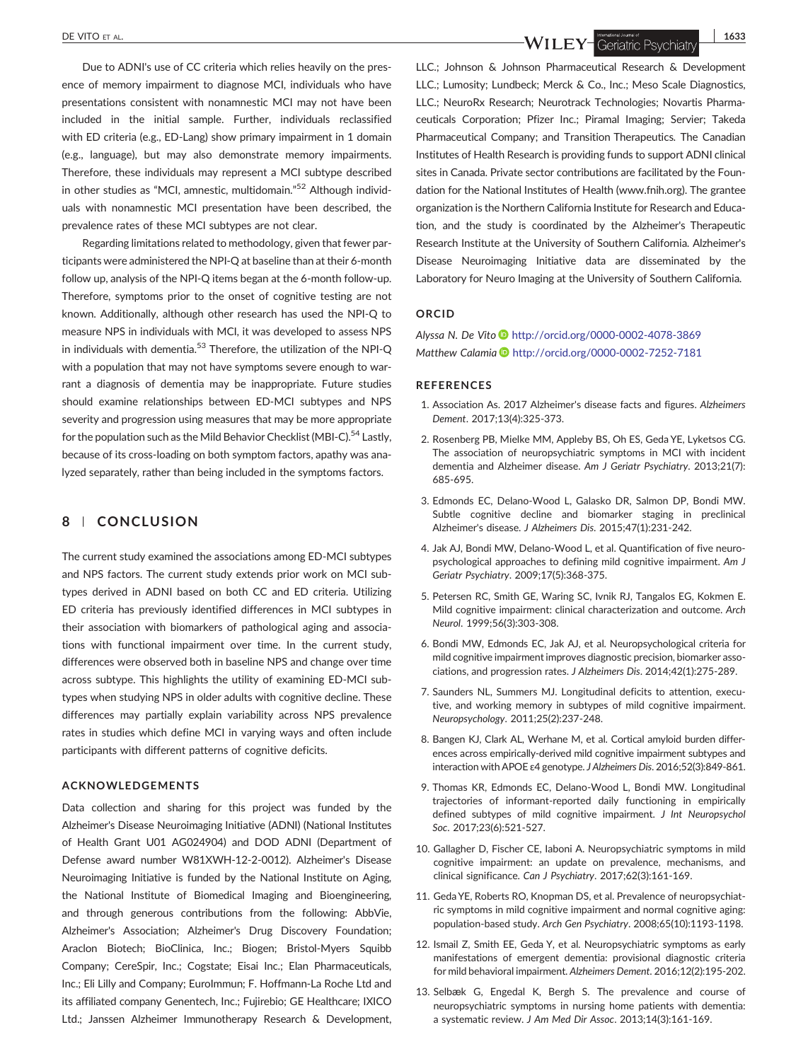Due to ADNI's use of CC criteria which relies heavily on the presence of memory impairment to diagnose MCI, individuals who have presentations consistent with nonamnestic MCI may not have been included in the initial sample. Further, individuals reclassified with ED criteria (e.g., ED-Lang) show primary impairment in 1 domain (e.g., language), but may also demonstrate memory impairments. Therefore, these individuals may represent a MCI subtype described in other studies as "MCI, amnestic, multidomain."[52] Although individuals with nonamnestic MCI presentation have been described, the prevalence rates of these MCI subtypes are not clear.

Regarding limitations related to methodology, given that fewer participants were administered the NPI-Q at baseline than at their 6-month follow up, analysis of the NPI-Q items began at the 6-month follow-up. Therefore, symptoms prior to the onset of cognitive testing are not known. Additionally, although other research has used the NPI-Q to measure NPS in individuals with MCI, it was developed to assess NPS in individuals with dementia.[53] Therefore, the utilization of the NPI-Q with a population that may not have symptoms severe enough to warrant a diagnosis of dementia may be inappropriate. Future studies should examine relationships between ED-MCI subtypes and NPS severity and progression using measures that may be more appropriate for the population such as the Mild Behavior Checklist (MBI-C).[54] Lastly, because of its cross-loading on both symptom factors, apathy was analyzed separately, rather than being included in the symptoms factors.

## 8 | CONCLUSION

The current study examined the associations among ED-MCI subtypes and NPS factors. The current study extends prior work on MCI subtypes derived in ADNI based on both CC and ED criteria. Utilizing ED criteria has previously identified differences in MCI subtypes in their association with biomarkers of pathological aging and associations with functional impairment over time. In the current study, differences were observed both in baseline NPS and change over time across subtype. This highlights the utility of examining ED-MCI subtypes when studying NPS in older adults with cognitive decline. These differences may partially explain variability across NPS prevalence rates in studies which define MCI in varying ways and often include participants with different patterns of cognitive deficits.

### ACKNOWLEDGEMENTS

Data collection and sharing for this project was funded by the Alzheimer's Disease Neuroimaging Initiative (ADNI) (National Institutes of Health Grant U01 AG024904) and DOD ADNI (Department of Defense award number W81XWH-12-2-0012). Alzheimer's Disease Neuroimaging Initiative is funded by the National Institute on Aging, the National Institute of Biomedical Imaging and Bioengineering, and through generous contributions from the following: AbbVie, Alzheimer's Association; Alzheimer's Drug Discovery Foundation; Araclon Biotech; BioClinica, Inc.; Biogen; Bristol-Myers Squibb Company; CereSpir, Inc.; Cogstate; Eisai Inc.; Elan Pharmaceuticals, Inc.; Eli Lilly and Company; EuroImmun; F. Hoffmann-La Roche Ltd and its affiliated company Genentech, Inc.; Fujirebio; GE Healthcare; IXICO Ltd.; Janssen Alzheimer Immunotherapy Research & Development, LLC.; Johnson & Johnson Pharmaceutical Research & Development LLC.; Lumosity; Lundbeck; Merck & Co., Inc.; Meso Scale Diagnostics, LLC.; NeuroRx Research; Neurotrack Technologies; Novartis Pharmaceuticals Corporation; Pfizer Inc.; Piramal Imaging; Servier; Takeda Pharmaceutical Company; and Transition Therapeutics. The Canadian Institutes of Health Research is providing funds to support ADNI clinical sites in Canada. Private sector contributions are facilitated by the Foundation for the National Institutes of Health (www.fnih.org). The grantee organization is the Northern California Institute for Research and Education, and the study is coordinated by the Alzheimer's Therapeutic Research Institute at the University of Southern California. Alzheimer's Disease Neuroimaging Initiative data are disseminated by the Laboratory for Neuro Imaging at the University of Southern California.

### ORCID

*Alyssa N. De Vito* http://orcid.org/0000-0002-4078-3869
*Matthew Calamia* http://orcid.org/0000-0002-7252-7181

### REFERENCES

1. Association As. 2017 Alzheimer's disease facts and figures. *Alzheimers Dement*. 2017;13(4):325-373.
2. Rosenberg PB, Mielke MM, Appleby BS, Oh ES, Geda YE, Lyketsos CG. The association of neuropsychiatric symptoms in MCI with incident dementia and Alzheimer disease. *Am J Geriatr Psychiatry*. 2013;21(7):685-695.
3. Edmonds EC, Delano-Wood L, Galasko DR, Salmon DP, Bondi MW. Subtle cognitive decline and biomarker staging in preclinical Alzheimer's disease. *J Alzheimers Dis*. 2015;47(1):231-242.
4. Jak AJ, Bondi MW, Delano-Wood L, et al. Quantification of five neuropsychological approaches to defining mild cognitive impairment. *Am J Geriatr Psychiatry*. 2009;17(5):368-375.
5. Petersen RC, Smith GE, Waring SC, Ivnik RJ, Tangalos EG, Kokmen E. Mild cognitive impairment: clinical characterization and outcome. *Arch Neurol*. 1999;56(3):303-308.
6. Bondi MW, Edmonds EC, Jak AJ, et al. Neuropsychological criteria for mild cognitive impairment improves diagnostic precision, biomarker associations, and progression rates. *J Alzheimers Dis*. 2014;42(1):275-289.
7. Saunders NL, Summers MJ. Longitudinal deficits to attention, executive, and working memory in subtypes of mild cognitive impairment. *Neuropsychology*. 2011;25(2):237-248.
8. Bangen KJ, Clark AL, Werhane M, et al. Cortical amyloid burden differences across empirically-derived mild cognitive impairment subtypes and interaction with APOE ε4 genotype. *J Alzheimers Dis*. 2016;52(3):849-861.
9. Thomas KR, Edmonds EC, Delano-Wood L, Bondi MW. Longitudinal trajectories of informant-reported daily functioning in empirically defined subtypes of mild cognitive impairment. *J Int Neuropsychol Soc*. 2017;23(6):521-527.
10. Gallagher D, Fischer CE, Iaboni A. Neuropsychiatric symptoms in mild cognitive impairment: an update on prevalence, mechanisms, and clinical significance. *Can J Psychiatry*. 2017;62(3):161-169.
11. Geda YE, Roberts RO, Knopman DS, et al. Prevalence of neuropsychiatric symptoms in mild cognitive impairment and normal cognitive aging: population-based study. *Arch Gen Psychiatry*. 2008;65(10):1193-1198.
12. Ismail Z, Smith EE, Geda Y, et al. Neuropsychiatric symptoms as early manifestations of emergent dementia: provisional diagnostic criteria for mild behavioral impairment. *Alzheimers Dement*. 2016;12(2):195-202.
13. Selbæk G, Engedal K, Bergh S. The prevalence and course of neuropsychiatric symptoms in nursing home patients with dementia: a systematic review. *J Am Med Dir Assoc*. 2013;14(3):161-169.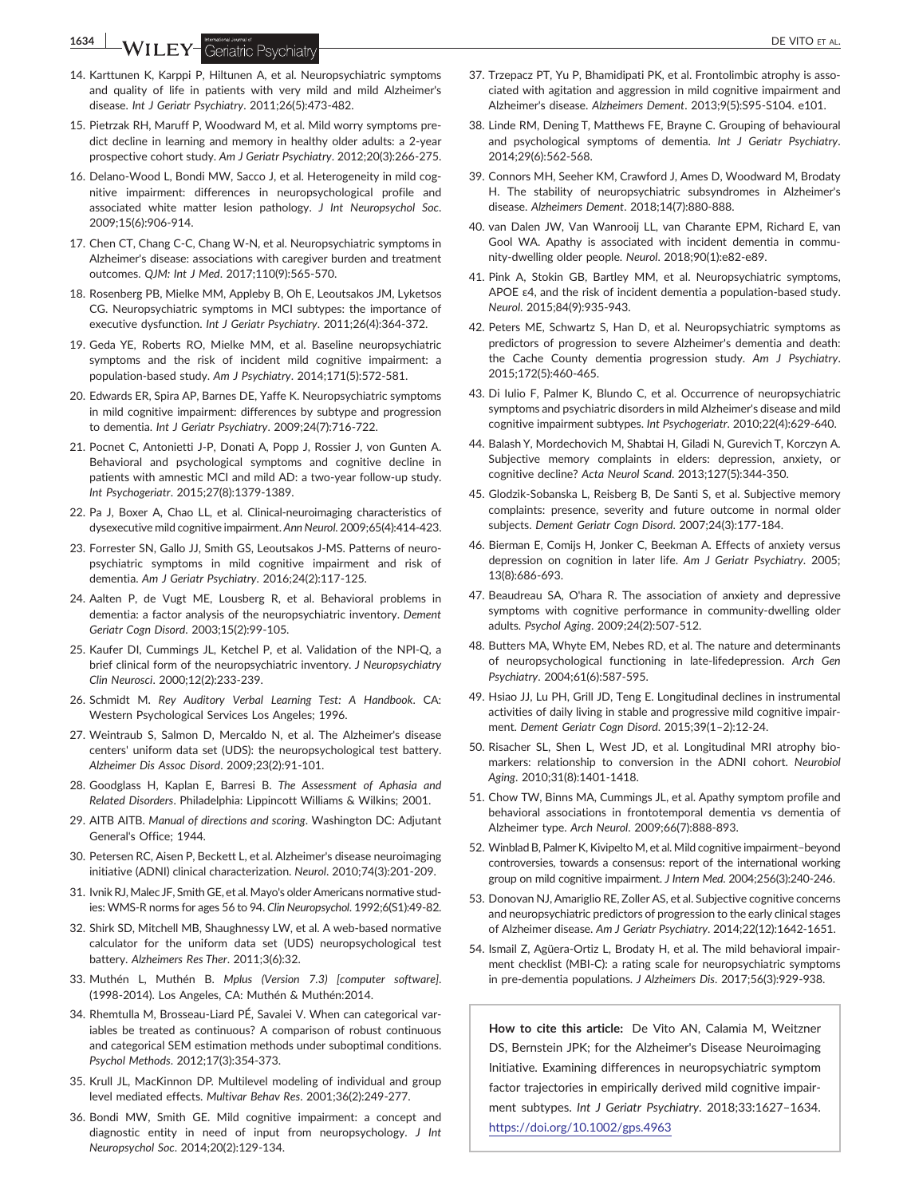14. Karttunen K, Karppi P, Hiltunen A, et al. Neuropsychiatric symptoms and quality of life in patients with very mild and mild Alzheimer's disease. *Int J Geriatr Psychiatry*. 2011;26(5):473-482.
15. Pietrzak RH, Maruff P, Woodward M, et al. Mild worry symptoms predict decline in learning and memory in healthy older adults: a 2-year prospective cohort study. *Am J Geriatr Psychiatry*. 2012;20(3):266-275.
16. Delano-Wood L, Bondi MW, Sacco J, et al. Heterogeneity in mild cognitive impairment: differences in neuropsychological profile and associated white matter lesion pathology. *J Int Neuropsychol Soc*. 2009;15(6):906-914.
17. Chen CT, Chang C-C, Chang W-N, et al. Neuropsychiatric symptoms in Alzheimer's disease: associations with caregiver burden and treatment outcomes. *QJM: Int J Med*. 2017;110(9):565-570.
18. Rosenberg PB, Mielke MM, Appleby B, Oh E, Leoutsakos JM, Lyketsos CG. Neuropsychiatric symptoms in MCI subtypes: the importance of executive dysfunction. *Int J Geriatr Psychiatry*. 2011;26(4):364-372.
19. Geda YE, Roberts RO, Mielke MM, et al. Baseline neuropsychiatric symptoms and the risk of incident mild cognitive impairment: a population-based study. *Am J Psychiatry*. 2014;171(5):572-581.
20. Edwards ER, Spira AP, Barnes DE, Yaffe K. Neuropsychiatric symptoms in mild cognitive impairment: differences by subtype and progression to dementia. *Int J Geriatr Psychiatry*. 2009;24(7):716-722.
21. Pocnet C, Antonietti J-P, Donati A, Popp J, Rossier J, von Gunten A. Behavioral and psychological symptoms and cognitive decline in patients with amnestic MCI and mild AD: a two-year follow-up study. *Int Psychogeriatr*. 2015;27(8):1379-1389.
22. Pa J, Boxer A, Chao LL, et al. Clinical-neuroimaging characteristics of dysexecutive mild cognitive impairment. *Ann Neurol*. 2009;65(4):414-423.
23. Forrester SN, Gallo JJ, Smith GS, Leoutsakos J-MS. Patterns of neuropsychiatric symptoms in mild cognitive impairment and risk of dementia. *Am J Geriatr Psychiatry*. 2016;24(2):117-125.
24. Aalten P, de Vugt ME, Lousberg R, et al. Behavioral problems in dementia: a factor analysis of the neuropsychiatric inventory. *Dement Geriatr Cogn Disord*. 2003;15(2):99-105.
25. Kaufer DI, Cummings JL, Ketchel P, et al. Validation of the NPI-Q, a brief clinical form of the neuropsychiatric inventory. *J Neuropsychiatry Clin Neurosci*. 2000;12(2):233-239.
26. Schmidt M. *Rey Auditory Verbal Learning Test: A Handbook*. CA: Western Psychological Services Los Angeles; 1996.
27. Weintraub S, Salmon D, Mercaldo N, et al. The Alzheimer's disease centers' uniform data set (UDS): the neuropsychological test battery. *Alzheimer Dis Assoc Disord*. 2009;23(2):91-101.
28. Goodglass H, Kaplan E, Barresi B. *The Assessment of Aphasia and Related Disorders*. Philadelphia: Lippincott Williams & Wilkins; 2001.
29. AITB AITB. *Manual of directions and scoring*. Washington DC: Adjutant General's Office; 1944.
30. Petersen RC, Aisen P, Beckett L, et al. Alzheimer's disease neuroimaging initiative (ADNI) clinical characterization. *Neurol*. 2010;74(3):201-209.
31. Ivnik RJ, Malec JF, Smith GE, et al. Mayo's older Americans normative studies: WMS-R norms for ages 56 to 94. *Clin Neuropsychol*. 1992;6(S1):49-82.
32. Shirk SD, Mitchell MB, Shaughnessy LW, et al. A web-based normative calculator for the uniform data set (UDS) neuropsychological test battery. *Alzheimers Res Ther*. 2011;3(6):32.
33. Muthén L, Muthén B. *Mplus (Version 7.3) [computer software]*. (1998-2014). Los Angeles, CA: Muthén & Muthén:2014.
34. Rhemtulla M, Brosseau-Liard PÉ, Savalei V. When can categorical variables be treated as continuous? A comparison of robust continuous and categorical SEM estimation methods under suboptimal conditions. *Psychol Methods*. 2012;17(3):354-373.
35. Krull JL, MacKinnon DP. Multilevel modeling of individual and group level mediated effects. *Multivar Behav Res*. 2001;36(2):249-277.
36. Bondi MW, Smith GE. Mild cognitive impairment: a concept and diagnostic entity in need of input from neuropsychology. *J Int Neuropsychol Soc*. 2014;20(2):129-134.
37. Trzepacz PT, Yu P, Bhamidipati PK, et al. Frontolimbic atrophy is associated with agitation and aggression in mild cognitive impairment and Alzheimer's disease. *Alzheimers Dement*. 2013;9(5):S95-S104. e101.
38. Linde RM, Dening T, Matthews FE, Brayne C. Grouping of behavioural and psychological symptoms of dementia. *Int J Geriatr Psychiatry*. 2014;29(6):562-568.
39. Connors MH, Seeher KM, Crawford J, Ames D, Woodward M, Brodaty H. The stability of neuropsychiatric subsyndromes in Alzheimer's disease. *Alzheimers Dement*. 2018;14(7):880-888.
40. van Dalen JW, Van Wanrooij LL, van Charante EPM, Richard E, van Gool WA. Apathy is associated with incident dementia in community-dwelling older people. *Neurol*. 2018;90(1):e82-e89.
41. Pink A, Stokin GB, Bartley MM, et al. Neuropsychiatric symptoms, APOE ε4, and the risk of incident dementia a population-based study. *Neurol*. 2015;84(9):935-943.
42. Peters ME, Schwartz S, Han D, et al. Neuropsychiatric symptoms as predictors of progression to severe Alzheimer's dementia and death: the Cache County dementia progression study. *Am J Psychiatry*. 2015;172(5):460-465.
43. Di Iulio F, Palmer K, Blundo C, et al. Occurrence of neuropsychiatric symptoms and psychiatric disorders in mild Alzheimer's disease and mild cognitive impairment subtypes. *Int Psychogeriatr*. 2010;22(4):629-640.
44. Balash Y, Mordechovich M, Shabtai H, Giladi N, Gurevich T, Korczyn A. Subjective memory complaints in elders: depression, anxiety, or cognitive decline? *Acta Neurol Scand*. 2013;127(5):344-350.
45. Glodzik-Sobanska L, Reisberg B, De Santi S, et al. Subjective memory complaints: presence, severity and future outcome in normal older subjects. *Dement Geriatr Cogn Disord*. 2007;24(3):177-184.
46. Bierman E, Comijs H, Jonker C, Beekman A. Effects of anxiety versus depression on cognition in later life. *Am J Geriatr Psychiatry*. 2005; 13(8):686-693.
47. Beaudreau SA, O'hara R. The association of anxiety and depressive symptoms with cognitive performance in community-dwelling older adults. *Psychol Aging*. 2009;24(2):507-512.
48. Butters MA, Whyte EM, Nebes RD, et al. The nature and determinants of neuropsychological functioning in late-lifedepression. *Arch Gen Psychiatry*. 2004;61(6):587-595.
49. Hsiao JJ, Lu PH, Grill JD, Teng E. Longitudinal declines in instrumental activities of daily living in stable and progressive mild cognitive impairment. *Dement Geriatr Cogn Disord*. 2015;39(1–2):12-24.
50. Risacher SL, Shen L, West JD, et al. Longitudinal MRI atrophy biomarkers: relationship to conversion in the ADNI cohort. *Neurobiol Aging*. 2010;31(8):1401-1418.
51. Chow TW, Binns MA, Cummings JL, et al. Apathy symptom profile and behavioral associations in frontotemporal dementia vs dementia of Alzheimer type. *Arch Neurol*. 2009;66(7):888-893.
52. Winblad B, Palmer K, Kivipelto M, et al. Mild cognitive impairment–beyond controversies, towards a consensus: report of the international working group on mild cognitive impairment. *J Intern Med*. 2004;256(3):240-246.
53. Donovan NJ, Amariglio RE, Zoller AS, et al. Subjective cognitive concerns and neuropsychiatric predictors of progression to the early clinical stages of Alzheimer disease. *Am J Geriatr Psychiatry*. 2014;22(12):1642-1651.
54. Ismail Z, Agüera-Ortiz L, Brodaty H, et al. The mild behavioral impairment checklist (MBI-C): a rating scale for neuropsychiatric symptoms in pre-dementia populations. *J Alzheimers Dis*. 2017;56(3):929-938.

**How to cite this article:** De Vito AN, Calamia M, Weitzner DS, Bernstein JPK; for the Alzheimer's Disease Neuroimaging Initiative. Examining differences in neuropsychiatric symptom factor trajectories in empirically derived mild cognitive impairment subtypes. *Int J Geriatr Psychiatry*. 2018;33:1627–1634. https://doi.org/10.1002/gps.4963